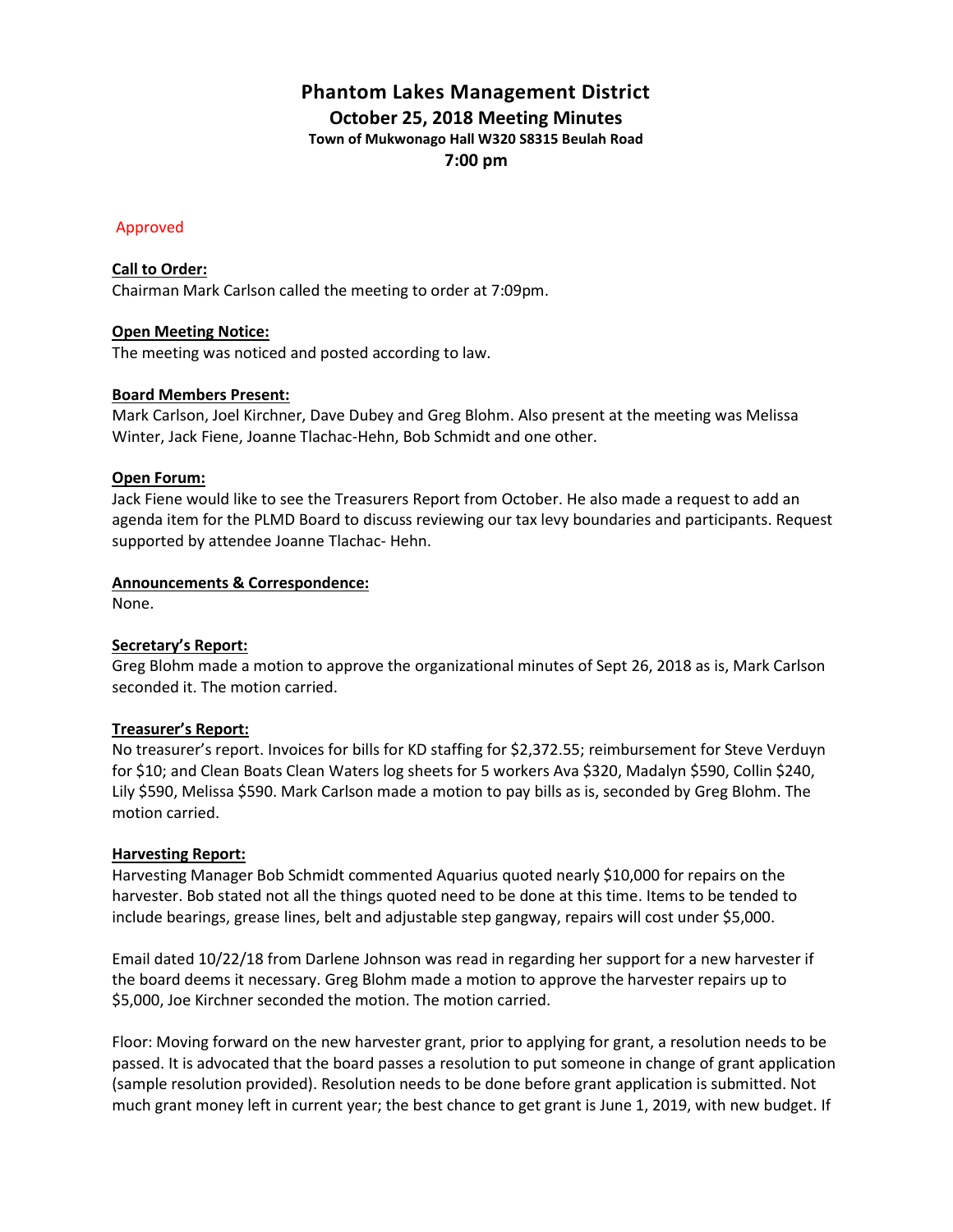# Phantom Lakes Management District

## October 25, 2018 Meeting Minutes

### Town of Mukwonago Hall W320 S8315 Beulah Road

### 7:00 pm

Approved

**Call to Order:**
Chairman Mark Carlson called the meeting to order at 7:09pm.

**Open Meeting Notice:**
The meeting was noticed and posted according to law.

**Board Members Present:**
Mark Carlson, Joel Kirchner, Dave Dubey and Greg Blohm. Also present at the meeting was Melissa Winter, Jack Fiene, Joanne Tlachac-Hehn, Bob Schmidt and one other.

**Open Forum:**
Jack Fiene would like to see the Treasurers Report from October. He also made a request to add an agenda item for the PLMD Board to discuss reviewing our tax levy boundaries and participants. Request supported by attendee Joanne Tlachac- Hehn.

**Announcements & Correspondence:**
None.

**Secretary's Report:**
Greg Blohm made a motion to approve the organizational minutes of Sept 26, 2018 as is, Mark Carlson seconded it. The motion carried.

**Treasurer's Report:**
No treasurer's report. Invoices for bills for KD staffing for $2,372.55; reimbursement for Steve Verduyn for $10; and Clean Boats Clean Waters log sheets for 5 workers Ava $320, Madalyn $590, Collin $240, Lily $590, Melissa $590. Mark Carlson made a motion to pay bills as is, seconded by Greg Blohm. The motion carried.

**Harvesting Report:**
Harvesting Manager Bob Schmidt commented Aquarius quoted nearly $10,000 for repairs on the harvester. Bob stated not all the things quoted need to be done at this time. Items to be tended to include bearings, grease lines, belt and adjustable step gangway, repairs will cost under $5,000.

Email dated 10/22/18 from Darlene Johnson was read in regarding her support for a new harvester if the board deems it necessary. Greg Blohm made a motion to approve the harvester repairs up to $5,000, Joe Kirchner seconded the motion. The motion carried.

Floor: Moving forward on the new harvester grant, prior to applying for grant, a resolution needs to be passed. It is advocated that the board passes a resolution to put someone in change of grant application (sample resolution provided). Resolution needs to be done before grant application is submitted. Not much grant money left in current year; the best chance to get grant is June 1, 2019, with new budget. If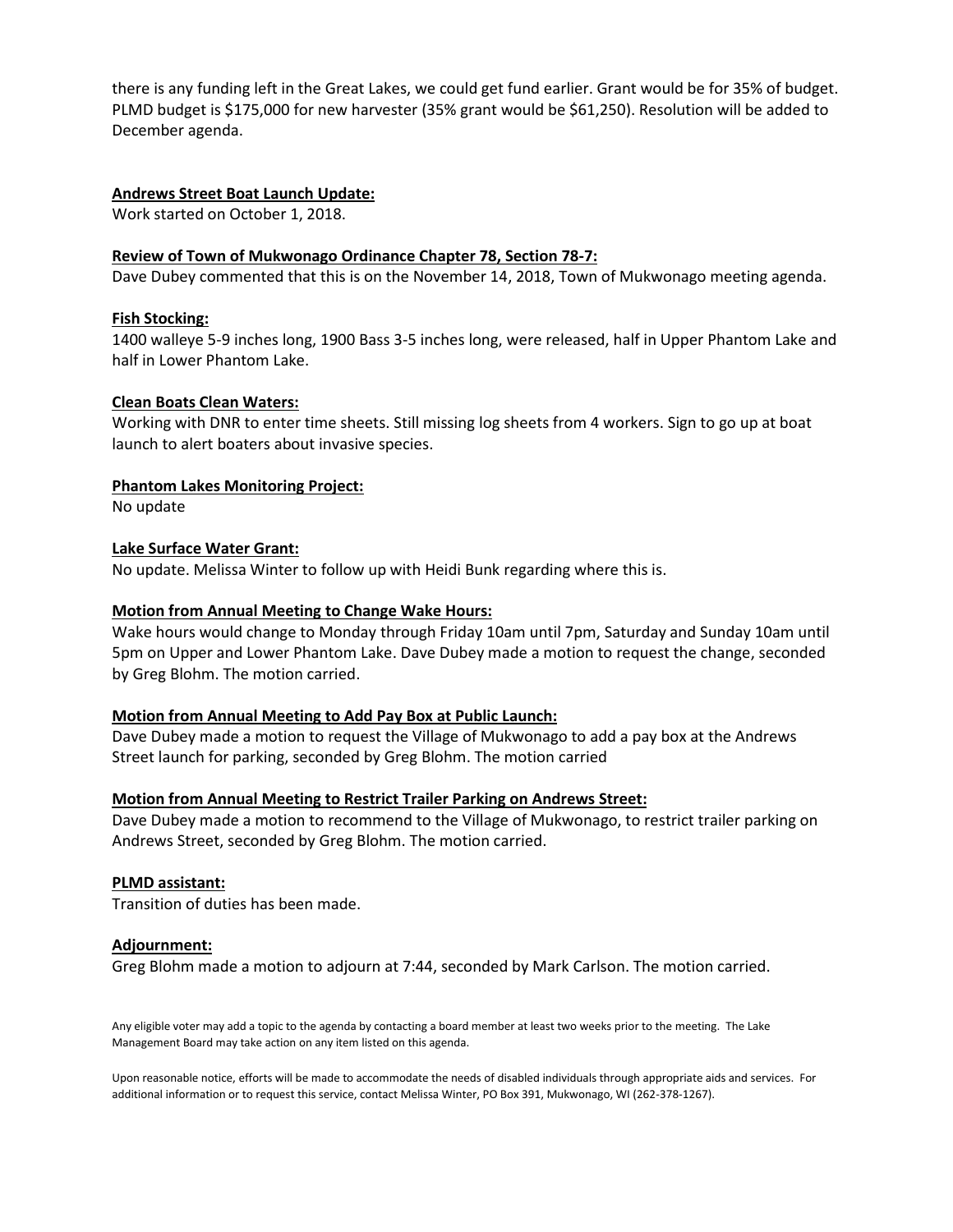there is any funding left in the Great Lakes, we could get fund earlier. Grant would be for 35% of budget. PLMD budget is $175,000 for new harvester (35% grant would be $61,250). Resolution will be added to December agenda.

**Andrews Street Boat Launch Update:**
Work started on October 1, 2018.

**Review of Town of Mukwonago Ordinance Chapter 78, Section 78-7:**
Dave Dubey commented that this is on the November 14, 2018, Town of Mukwonago meeting agenda.

**Fish Stocking:**
1400 walleye 5-9 inches long, 1900 Bass 3-5 inches long, were released, half in Upper Phantom Lake and half in Lower Phantom Lake.

**Clean Boats Clean Waters:**
Working with DNR to enter time sheets. Still missing log sheets from 4 workers. Sign to go up at boat launch to alert boaters about invasive species.

**Phantom Lakes Monitoring Project:**
No update

**Lake Surface Water Grant:**
No update. Melissa Winter to follow up with Heidi Bunk regarding where this is.

**Motion from Annual Meeting to Change Wake Hours:**
Wake hours would change to Monday through Friday 10am until 7pm, Saturday and Sunday 10am until 5pm on Upper and Lower Phantom Lake. Dave Dubey made a motion to request the change, seconded by Greg Blohm. The motion carried.

**Motion from Annual Meeting to Add Pay Box at Public Launch:**
Dave Dubey made a motion to request the Village of Mukwonago to add a pay box at the Andrews Street launch for parking, seconded by Greg Blohm. The motion carried

**Motion from Annual Meeting to Restrict Trailer Parking on Andrews Street:**
Dave Dubey made a motion to recommend to the Village of Mukwonago, to restrict trailer parking on Andrews Street, seconded by Greg Blohm. The motion carried.

**PLMD assistant:**
Transition of duties has been made.

**Adjournment:**
Greg Blohm made a motion to adjourn at 7:44, seconded by Mark Carlson. The motion carried.

Any eligible voter may add a topic to the agenda by contacting a board member at least two weeks prior to the meeting. The Lake Management Board may take action on any item listed on this agenda.

Upon reasonable notice, efforts will be made to accommodate the needs of disabled individuals through appropriate aids and services. For additional information or to request this service, contact Melissa Winter, PO Box 391, Mukwonago, WI (262-378-1267).